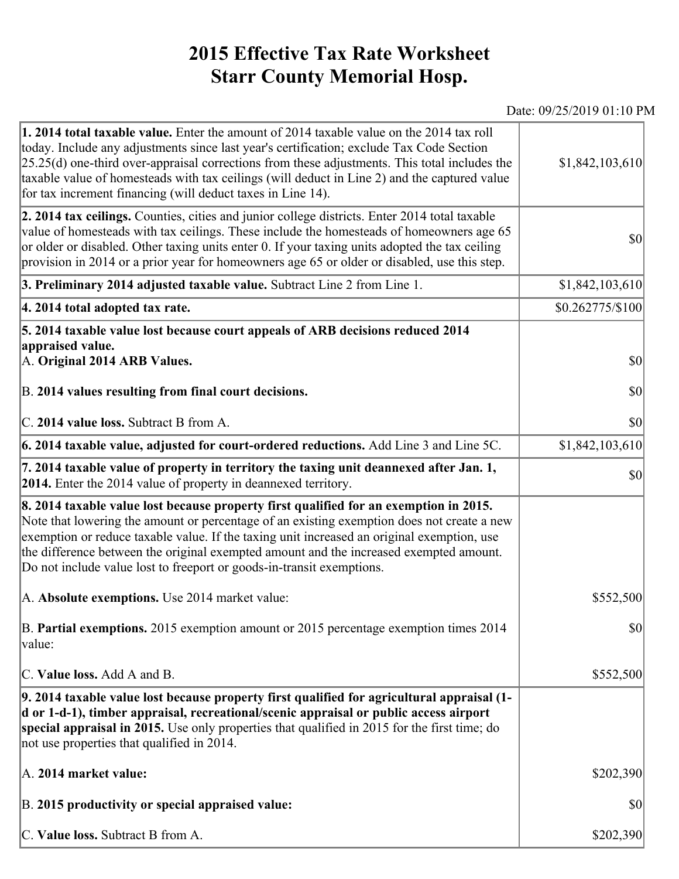# 2015 Effective Tax Rate Worksheet
# Starr County Memorial Hosp.

Date: 09/25/2019 01:10 PM

| | |
|---|---|
| **1. 2014 total taxable value.** Enter the amount of 2014 taxable value on the 2014 tax roll today. Include any adjustments since last year's certification; exclude Tax Code Section 25.25(d) one-third over-appraisal corrections from these adjustments. This total includes the taxable value of homesteads with tax ceilings (will deduct in Line 2) and the captured value for tax increment financing (will deduct taxes in Line 14). | $1,842,103,610 |
| **2. 2014 tax ceilings.** Counties, cities and junior college districts. Enter 2014 total taxable value of homesteads with tax ceilings. These include the homesteads of homeowners age 65 or older or disabled. Other taxing units enter 0. If your taxing units adopted the tax ceiling provision in 2014 or a prior year for homeowners age 65 or older or disabled, use this step. | $0 |
| **3. Preliminary 2014 adjusted taxable value.** Subtract Line 2 from Line 1. | $1,842,103,610 |
| **4. 2014 total adopted tax rate.** | $0.262775/$100 |
| **5. 2014 taxable value lost because court appeals of ARB decisions reduced 2014 appraised value.** | |
| A. **Original 2014 ARB Values.** | $0 |
| B. **2014 values resulting from final court decisions.** | $0 |
| C. **2014 value loss.** Subtract B from A. | $0 |
| **6. 2014 taxable value, adjusted for court-ordered reductions.** Add Line 3 and Line 5C. | $1,842,103,610 |
| **7. 2014 taxable value of property in territory the taxing unit deannexed after Jan. 1, 2014.** Enter the 2014 value of property in deannexed territory. | $0 |
| **8. 2014 taxable value lost because property first qualified for an exemption in 2015.** Note that lowering the amount or percentage of an existing exemption does not create a new exemption or reduce taxable value. If the taxing unit increased an original exemption, use the difference between the original exempted amount and the increased exempted amount. Do not include value lost to freeport or goods-in-transit exemptions. | |
| A. **Absolute exemptions.** Use 2014 market value: | $552,500 |
| B. **Partial exemptions.** 2015 exemption amount or 2015 percentage exemption times 2014 value: | $0 |
| C. **Value loss.** Add A and B. | $552,500 |
| **9. 2014 taxable value lost because property first qualified for agricultural appraisal (1-d or 1-d-1), timber appraisal, recreational/scenic appraisal or public access airport special appraisal in 2015.** Use only properties that qualified in 2015 for the first time; do not use properties that qualified in 2014. | |
| A. **2014 market value:** | $202,390 |
| B. **2015 productivity or special appraised value:** | $0 |
| C. **Value loss.** Subtract B from A. | $202,390 |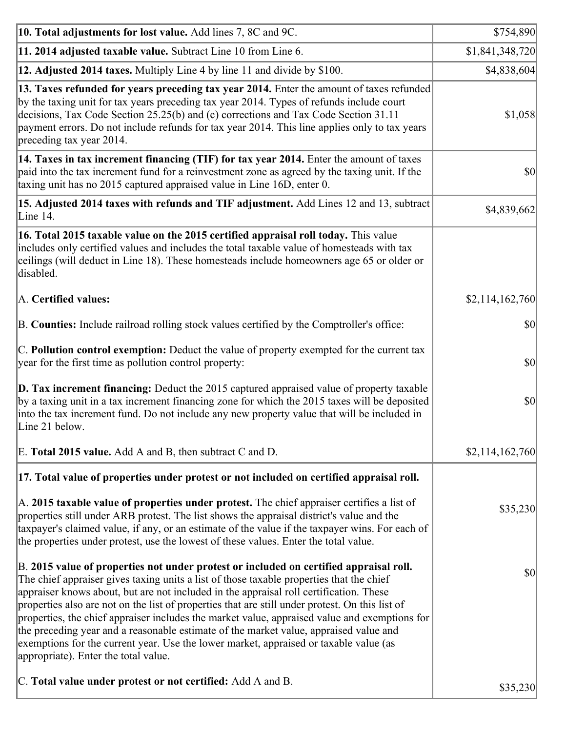| | |
|---|---|
| **10. Total adjustments for lost value.** Add lines 7, 8C and 9C. | $754,890 |
| **11. 2014 adjusted taxable value.** Subtract Line 10 from Line 6. | $1,841,348,720 |
| **12. Adjusted 2014 taxes.** Multiply Line 4 by line 11 and divide by $100. | $4,838,604 |
| **13. Taxes refunded for years preceding tax year 2014.** Enter the amount of taxes refunded by the taxing unit for tax years preceding tax year 2014. Types of refunds include court decisions, Tax Code Section 25.25(b) and (c) corrections and Tax Code Section 31.11 payment errors. Do not include refunds for tax year 2014. This line applies only to tax years preceding tax year 2014. | $1,058 |
| **14. Taxes in tax increment financing (TIF) for tax year 2014.** Enter the amount of taxes paid into the tax increment fund for a reinvestment zone as agreed by the taxing unit. If the taxing unit has no 2015 captured appraised value in Line 16D, enter 0. | $0 |
| **15. Adjusted 2014 taxes with refunds and TIF adjustment.** Add Lines 12 and 13, subtract Line 14. | $4,839,662 |
| **16. Total 2015 taxable value on the 2015 certified appraisal roll today.** This value includes only certified values and includes the total taxable value of homesteads with tax ceilings (will deduct in Line 18). These homesteads include homeowners age 65 or older or disabled.<br><br>A. **Certified values:**<br><br>B. **Counties:** Include railroad rolling stock values certified by the Comptroller's office:<br><br>C. **Pollution control exemption:** Deduct the value of property exempted for the current tax year for the first time as pollution control property:<br><br>**D. Tax increment financing:** Deduct the 2015 captured appraised value of property taxable by a taxing unit in a tax increment financing zone for which the 2015 taxes will be deposited into the tax increment fund. Do not include any new property value that will be included in Line 21 below.<br><br>E. **Total 2015 value.** Add A and B, then subtract C and D. | <br><br>$2,114,162,760<br><br>$0<br><br>$0<br><br>$0<br><br>$2,114,162,760 |
| **17. Total value of properties under protest or not included on certified appraisal roll.**<br><br>A. **2015 taxable value of properties under protest.** The chief appraiser certifies a list of properties still under ARB protest. The list shows the appraisal district's value and the taxpayer's claimed value, if any, or an estimate of the value if the taxpayer wins. For each of the properties under protest, use the lowest of these values. Enter the total value.<br><br>B. **2015 value of properties not under protest or included on certified appraisal roll.** The chief appraiser gives taxing units a list of those taxable properties that the chief appraiser knows about, but are not included in the appraisal roll certification. These properties also are not on the list of properties that are still under protest. On this list of properties, the chief appraiser includes the market value, appraised value and exemptions for the preceding year and a reasonable estimate of the market value, appraised value and exemptions for the current year. Use the lower market, appraised or taxable value (as appropriate). Enter the total value.<br><br>C. **Total value under protest or not certified:** Add A and B. | <br><br>$35,230<br><br>$0<br><br>$35,230 |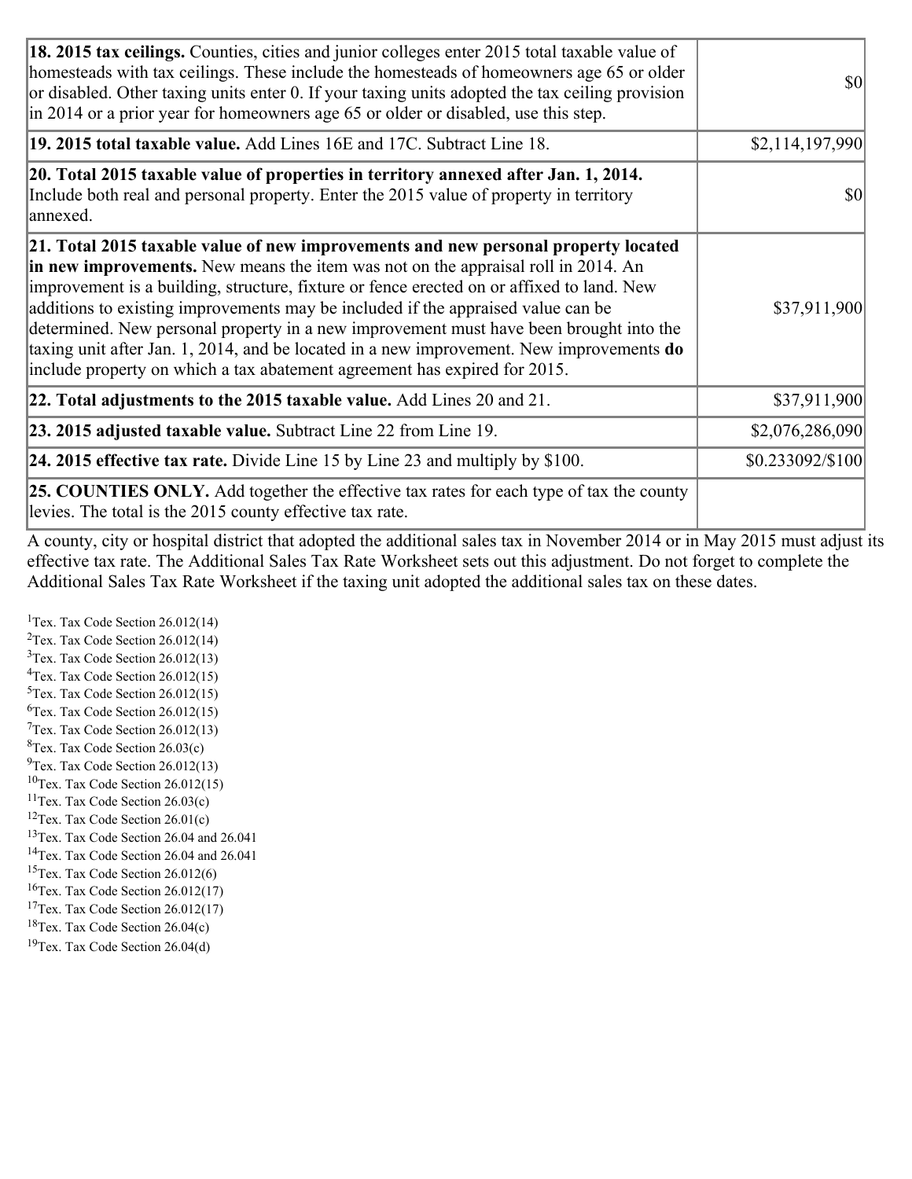| | |
|---|---|
| **18. 2015 tax ceilings.** Counties, cities and junior colleges enter 2015 total taxable value of homesteads with tax ceilings. These include the homesteads of homeowners age 65 or older or disabled. Other taxing units enter 0. If your taxing units adopted the tax ceiling provision in 2014 or a prior year for homeowners age 65 or older or disabled, use this step. | $0 |
| **19. 2015 total taxable value.** Add Lines 16E and 17C. Subtract Line 18. | $2,114,197,990 |
| **20. Total 2015 taxable value of properties in territory annexed after Jan. 1, 2014.** Include both real and personal property. Enter the 2015 value of property in territory annexed. | $0 |
| **21. Total 2015 taxable value of new improvements and new personal property located in new improvements.** New means the item was not on the appraisal roll in 2014. An improvement is a building, structure, fixture or fence erected on or affixed to land. New additions to existing improvements may be included if the appraised value can be determined. New personal property in a new improvement must have been brought into the taxing unit after Jan. 1, 2014, and be located in a new improvement. New improvements **do** include property on which a tax abatement agreement has expired for 2015. | $37,911,900 |
| **22. Total adjustments to the 2015 taxable value.** Add Lines 20 and 21. | $37,911,900 |
| **23. 2015 adjusted taxable value.** Subtract Line 22 from Line 19. | $2,076,286,090 |
| **24. 2015 effective tax rate.** Divide Line 15 by Line 23 and multiply by $100. | $0.233092/$100 |
| **25. COUNTIES ONLY.** Add together the effective tax rates for each type of tax the county levies. The total is the 2015 county effective tax rate. | |

A county, city or hospital district that adopted the additional sales tax in November 2014 or in May 2015 must adjust its effective tax rate. The Additional Sales Tax Rate Worksheet sets out this adjustment. Do not forget to complete the Additional Sales Tax Rate Worksheet if the taxing unit adopted the additional sales tax on these dates.

[1]Tex. Tax Code Section 26.012(14)
[2]Tex. Tax Code Section 26.012(14)
[3]Tex. Tax Code Section 26.012(13)
[4]Tex. Tax Code Section 26.012(15)
[5]Tex. Tax Code Section 26.012(15)
[6]Tex. Tax Code Section 26.012(15)
[7]Tex. Tax Code Section 26.012(13)
[8]Tex. Tax Code Section 26.03(c)
[9]Tex. Tax Code Section 26.012(13)
[10]Tex. Tax Code Section 26.012(15)
[11]Tex. Tax Code Section 26.03(c)
[12]Tex. Tax Code Section 26.01(c)
[13]Tex. Tax Code Section 26.04 and 26.041
[14]Tex. Tax Code Section 26.04 and 26.041
[15]Tex. Tax Code Section 26.012(6)
[16]Tex. Tax Code Section 26.012(17)
[17]Tex. Tax Code Section 26.012(17)
[18]Tex. Tax Code Section 26.04(c)
[19]Tex. Tax Code Section 26.04(d)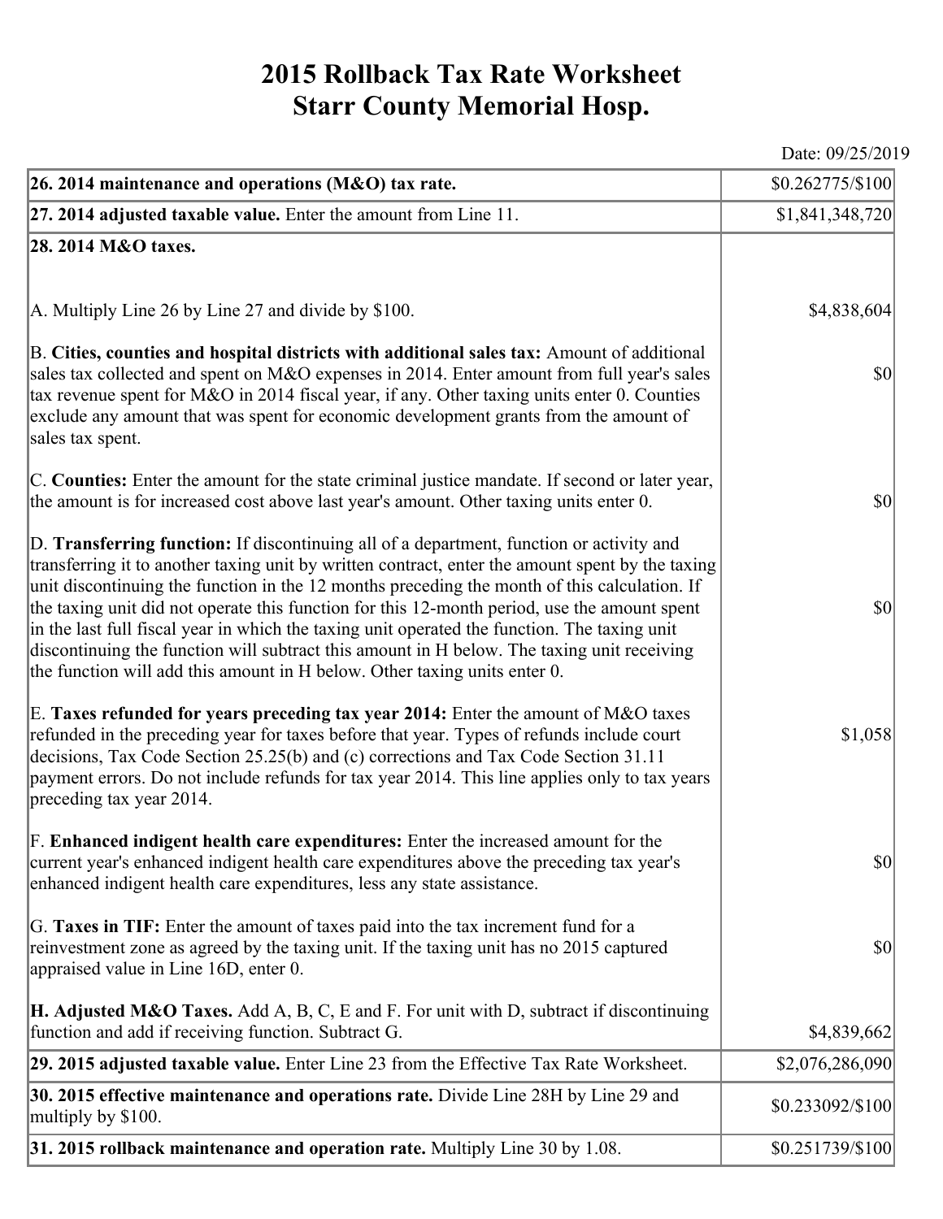# 2015 Rollback Tax Rate Worksheet
# Starr County Memorial Hosp.

Date: 09/25/2019

| | |
|---|---|
| **26. 2014 maintenance and operations (M&O) tax rate.** | $0.262775/$100 |
| **27. 2014 adjusted taxable value.** Enter the amount from Line 11. | $1,841,348,720 |
| **28. 2014 M&O taxes.** | |
| A. Multiply Line 26 by Line 27 and divide by $100. | $4,838,604 |
| B. **Cities, counties and hospital districts with additional sales tax:** Amount of additional sales tax collected and spent on M&O expenses in 2014. Enter amount from full year's sales tax revenue spent for M&O in 2014 fiscal year, if any. Other taxing units enter 0. Counties exclude any amount that was spent for economic development grants from the amount of sales tax spent. | $0 |
| C. **Counties:** Enter the amount for the state criminal justice mandate. If second or later year, the amount is for increased cost above last year's amount. Other taxing units enter 0. | $0 |
| D. **Transferring function:** If discontinuing all of a department, function or activity and transferring it to another taxing unit by written contract, enter the amount spent by the taxing unit discontinuing the function in the 12 months preceding the month of this calculation. If the taxing unit did not operate this function for this 12-month period, use the amount spent in the last full fiscal year in which the taxing unit operated the function. The taxing unit discontinuing the function will subtract this amount in H below. The taxing unit receiving the function will add this amount in H below. Other taxing units enter 0. | $0 |
| E. **Taxes refunded for years preceding tax year 2014:** Enter the amount of M&O taxes refunded in the preceding year for taxes before that year. Types of refunds include court decisions, Tax Code Section 25.25(b) and (c) corrections and Tax Code Section 31.11 payment errors. Do not include refunds for tax year 2014. This line applies only to tax years preceding tax year 2014. | $1,058 |
| F. **Enhanced indigent health care expenditures:** Enter the increased amount for the current year's enhanced indigent health care expenditures above the preceding tax year's enhanced indigent health care expenditures, less any state assistance. | $0 |
| G. **Taxes in TIF:** Enter the amount of taxes paid into the tax increment fund for a reinvestment zone as agreed by the taxing unit. If the taxing unit has no 2015 captured appraised value in Line 16D, enter 0. | $0 |
| **H. Adjusted M&O Taxes.** Add A, B, C, E and F. For unit with D, subtract if discontinuing function and add if receiving function. Subtract G. | $4,839,662 |
| **29. 2015 adjusted taxable value.** Enter Line 23 from the Effective Tax Rate Worksheet. | $2,076,286,090 |
| **30. 2015 effective maintenance and operations rate.** Divide Line 28H by Line 29 and multiply by $100. | $0.233092/$100 |
| **31. 2015 rollback maintenance and operation rate.** Multiply Line 30 by 1.08. | $0.251739/$100 |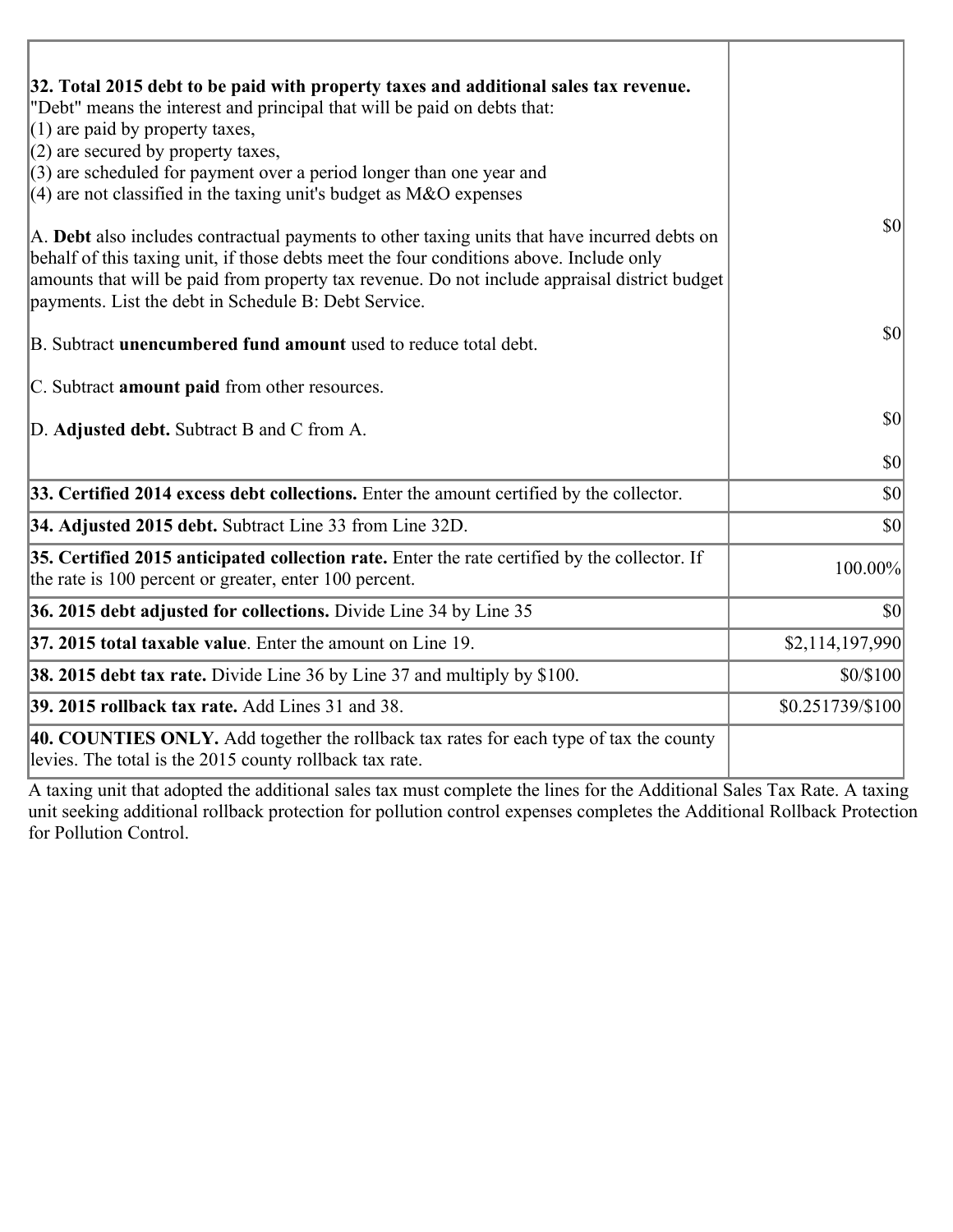| | |
|---|---|
| **32. Total 2015 debt to be paid with property taxes and additional sales tax revenue.**<br>"Debt" means the interest and principal that will be paid on debts that:<br>(1) are paid by property taxes,<br>(2) are secured by property taxes,<br>(3) are scheduled for payment over a period longer than one year and<br>(4) are not classified in the taxing unit's budget as M&O expenses<br><br>A. **Debt** also includes contractual payments to other taxing units that have incurred debts on behalf of this taxing unit, if those debts meet the four conditions above. Include only amounts that will be paid from property tax revenue. Do not include appraisal district budget payments. List the debt in Schedule B: Debt Service.<br><br>B. Subtract **unencumbered fund amount** used to reduce total debt.<br><br>C. Subtract **amount paid** from other resources.<br><br>D. **Adjusted debt.** Subtract B and C from A. | $0<br><br>$0<br><br>$0<br><br>$0 |
| **33. Certified 2014 excess debt collections.** Enter the amount certified by the collector. | $0 |
| **34. Adjusted 2015 debt.** Subtract Line 33 from Line 32D. | $0 |
| **35. Certified 2015 anticipated collection rate.** Enter the rate certified by the collector. If the rate is 100 percent or greater, enter 100 percent. | 100.00% |
| **36. 2015 debt adjusted for collections.** Divide Line 34 by Line 35 | $0 |
| **37. 2015 total taxable value**. Enter the amount on Line 19. | $2,114,197,990 |
| **38. 2015 debt tax rate.** Divide Line 36 by Line 37 and multiply by $100. | $0/$100 |
| **39. 2015 rollback tax rate.** Add Lines 31 and 38. | $0.251739/$100 |
| **40. COUNTIES ONLY.** Add together the rollback tax rates for each type of tax the county levies. The total is the 2015 county rollback tax rate. | |

A taxing unit that adopted the additional sales tax must complete the lines for the Additional Sales Tax Rate. A taxing unit seeking additional rollback protection for pollution control expenses completes the Additional Rollback Protection for Pollution Control.